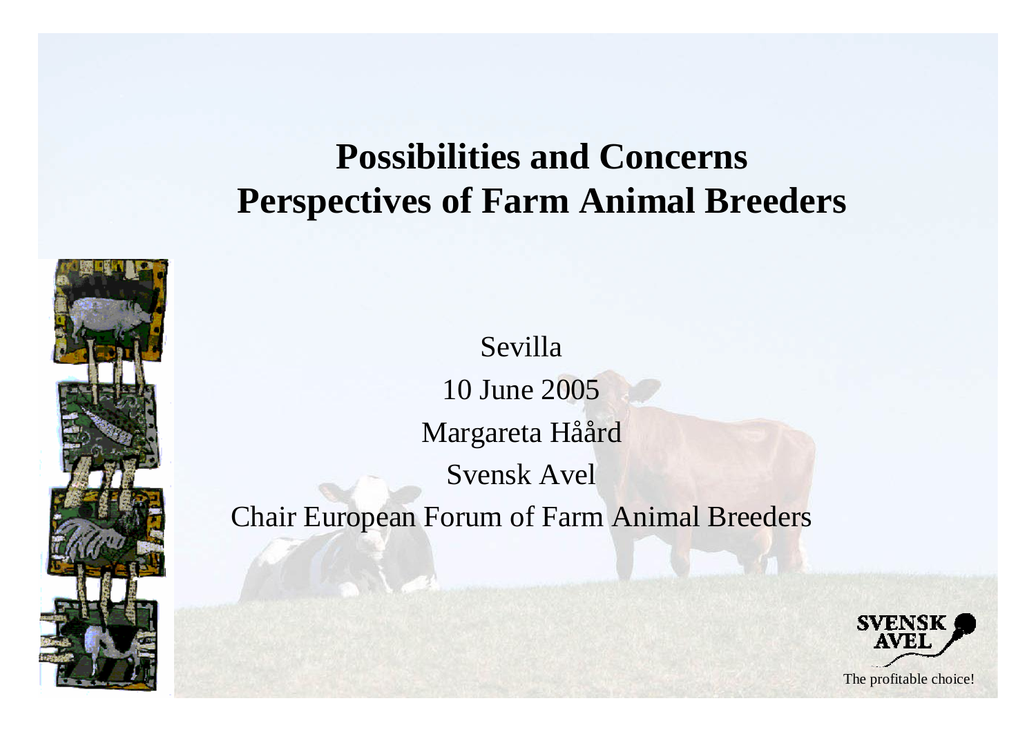# Possibilities and Concerns
# Perspectives of Farm Animal Breeders

Sevilla

10 June 2005

Margareta Håård

Svensk Avel

Chair European Forum of Farm Animal Breeders

SVENSK AVEL

The profitable choice!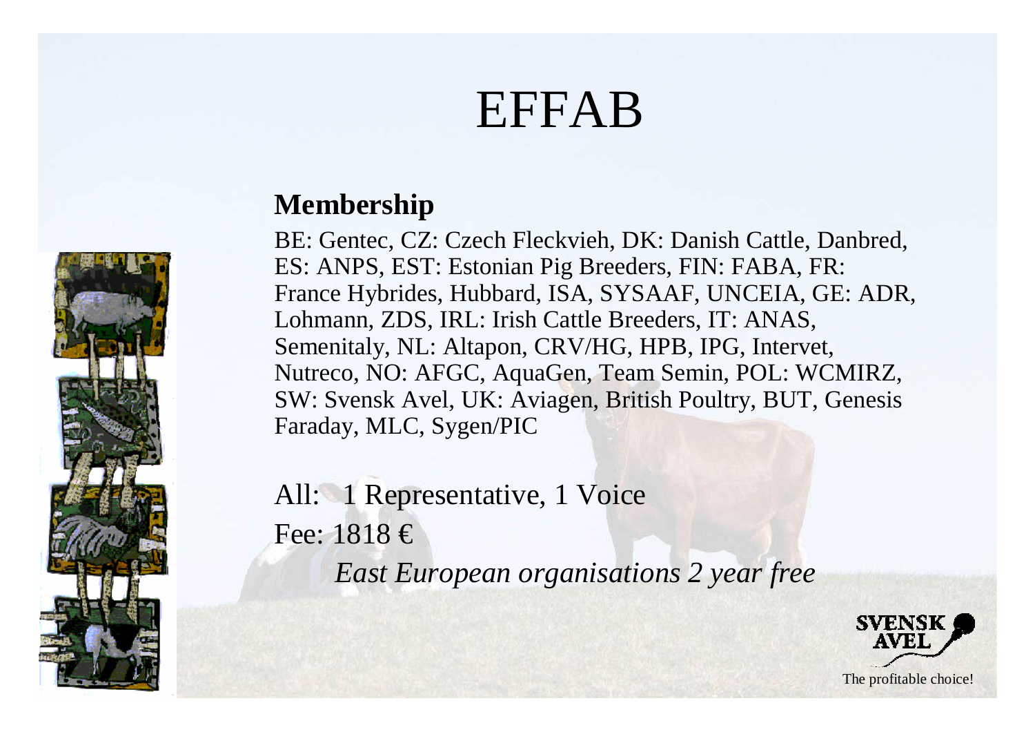# EFFAB

**Membership**

BE: Gentec, CZ: Czech Fleckvieh, DK: Danish Cattle, Danbred, ES: ANPS, EST: Estonian Pig Breeders, FIN: FABA, FR: France Hybrides, Hubbard, ISA, SYSAAF, UNCEIA, GE: ADR, Lohmann, ZDS, IRL: Irish Cattle Breeders, IT: ANAS, Semenitaly, NL: Altapon, CRV/HG, HPB, IPG, Intervet, Nutreco, NO: AFGC, AquaGen, Team Semin, POL: WCMIRZ, SW: Svensk Avel, UK: Aviagen, British Poultry, BUT, Genesis Faraday, MLC, Sygen/PIC

All: 1 Representative, 1 Voice

Fee: 1818 €

*East European organisations 2 year free*

SVENSK AVEL

The profitable choice!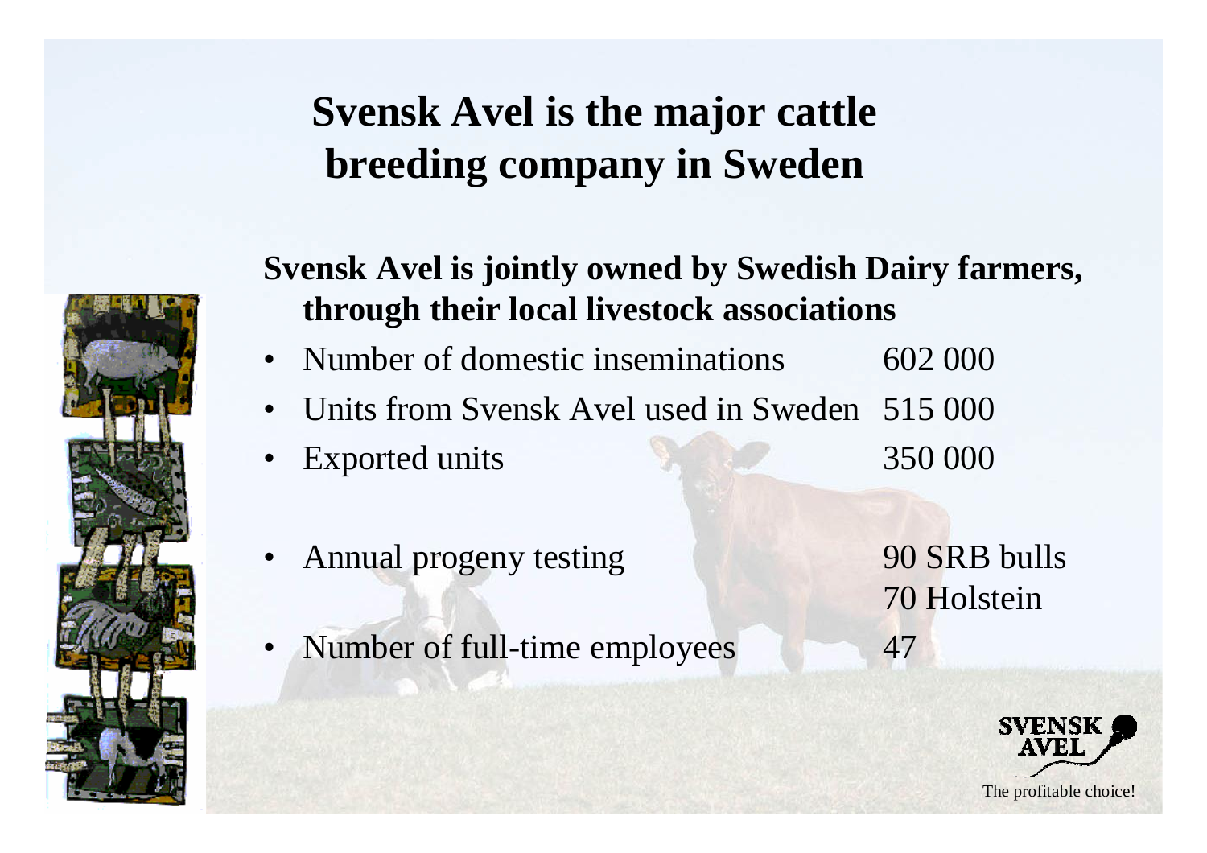# Svensk Avel is the major cattle breeding company in Sweden

**Svensk Avel is jointly owned by Swedish Dairy farmers, through their local livestock associations**

- Number of domestic inseminations 602 000
- Units from Svensk Avel used in Sweden 515 000
- Exported units 350 000
- Annual progeny testing 90 SRB bulls, 70 Holstein
- Number of full-time employees 47

SVENSK AVEL

The profitable choice!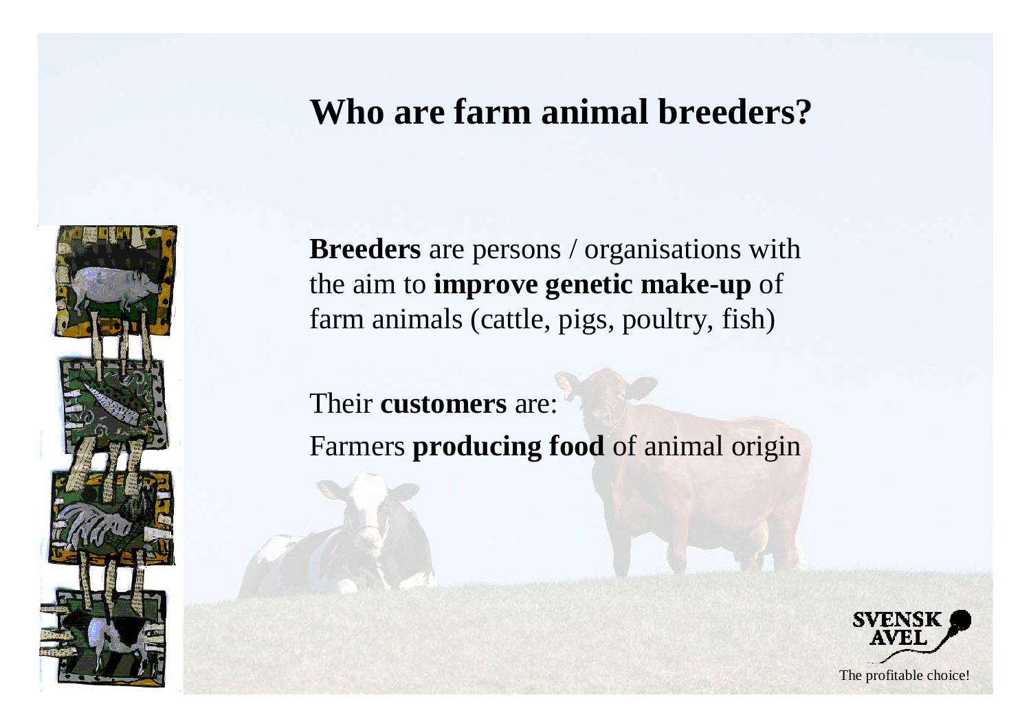# Who are farm animal breeders?

**Breeders** are persons / organisations with the aim to **improve genetic make-up** of farm animals (cattle, pigs, poultry, fish)

Their **customers** are:
Farmers **producing food** of animal origin

SVENSK AVEL
The profitable choice!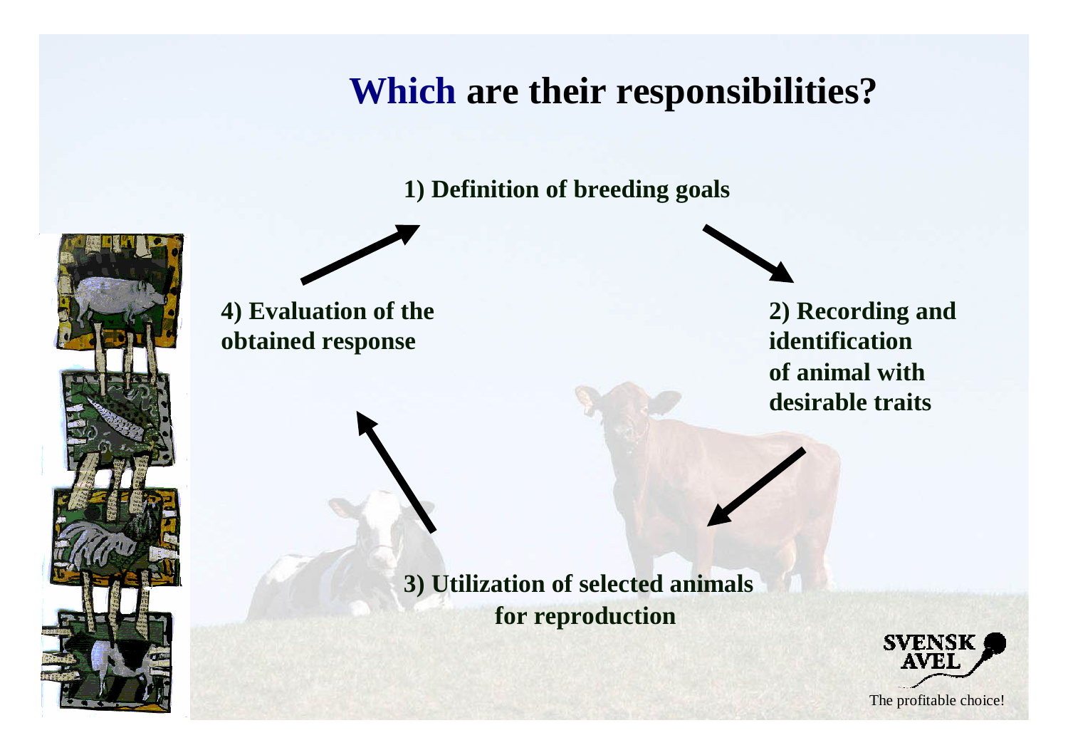# Which are their responsibilities?

1) Definition of breeding goals

2) Recording and identification of animal with desirable traits

3) Utilization of selected animals for reproduction

4) Evaluation of the obtained response

SVENSK AVEL

The profitable choice!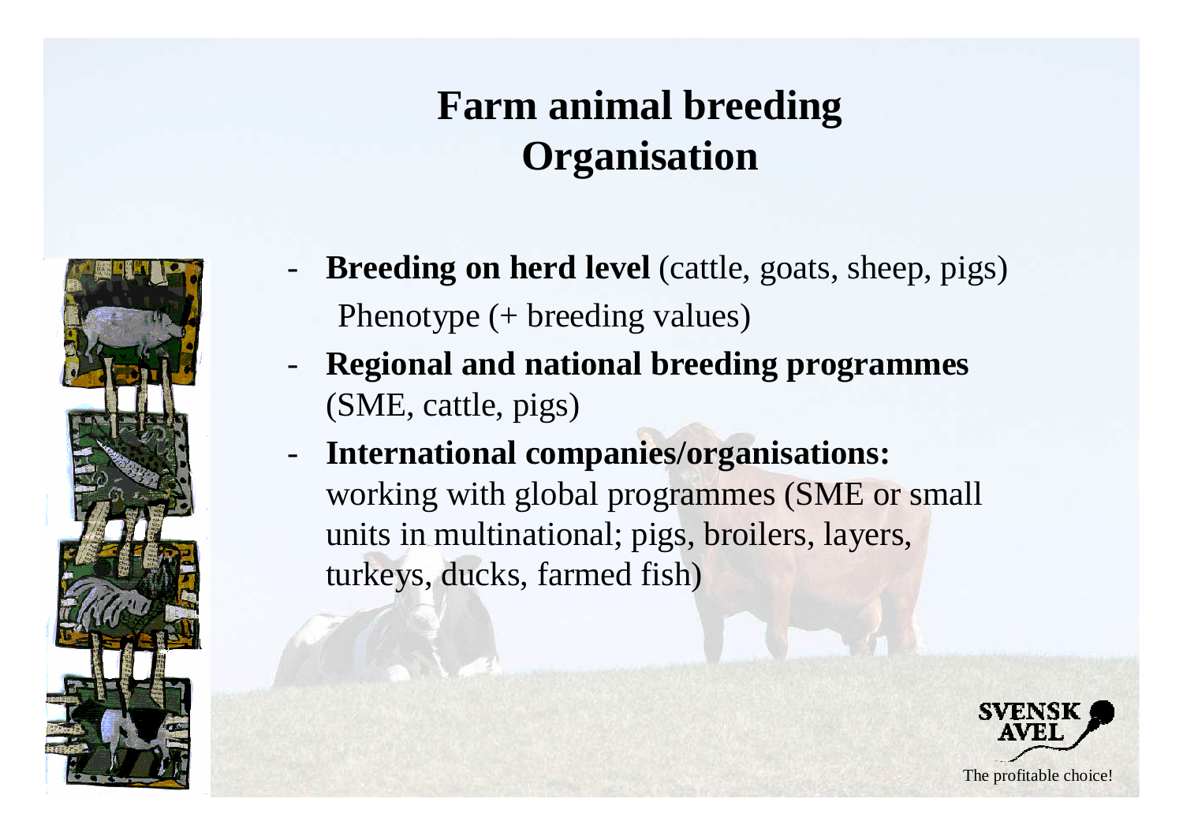# Farm animal breeding Organisation

- **Breeding on herd level** (cattle, goats, sheep, pigs) Phenotype (+ breeding values)
- **Regional and national breeding programmes** (SME, cattle, pigs)
- **International companies/organisations:** working with global programmes (SME or small units in multinational; pigs, broilers, layers, turkeys, ducks, farmed fish)

SVENSK AVEL

The profitable choice!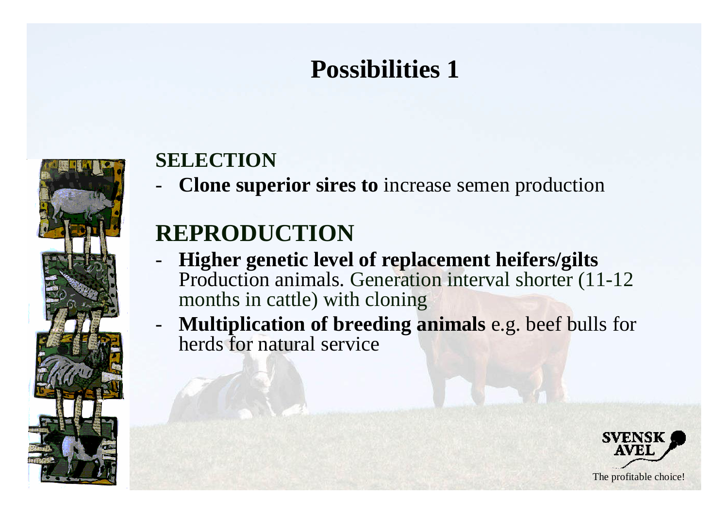# Possibilities 1

## SELECTION

- **Clone superior sires to** increase semen production

## REPRODUCTION

- **Higher genetic level of replacement heifers/gilts** Production animals. Generation interval shorter (11-12 months in cattle) with cloning
- **Multiplication of breeding animals** e.g. beef bulls for herds for natural service

SVENSK AVEL

The profitable choice!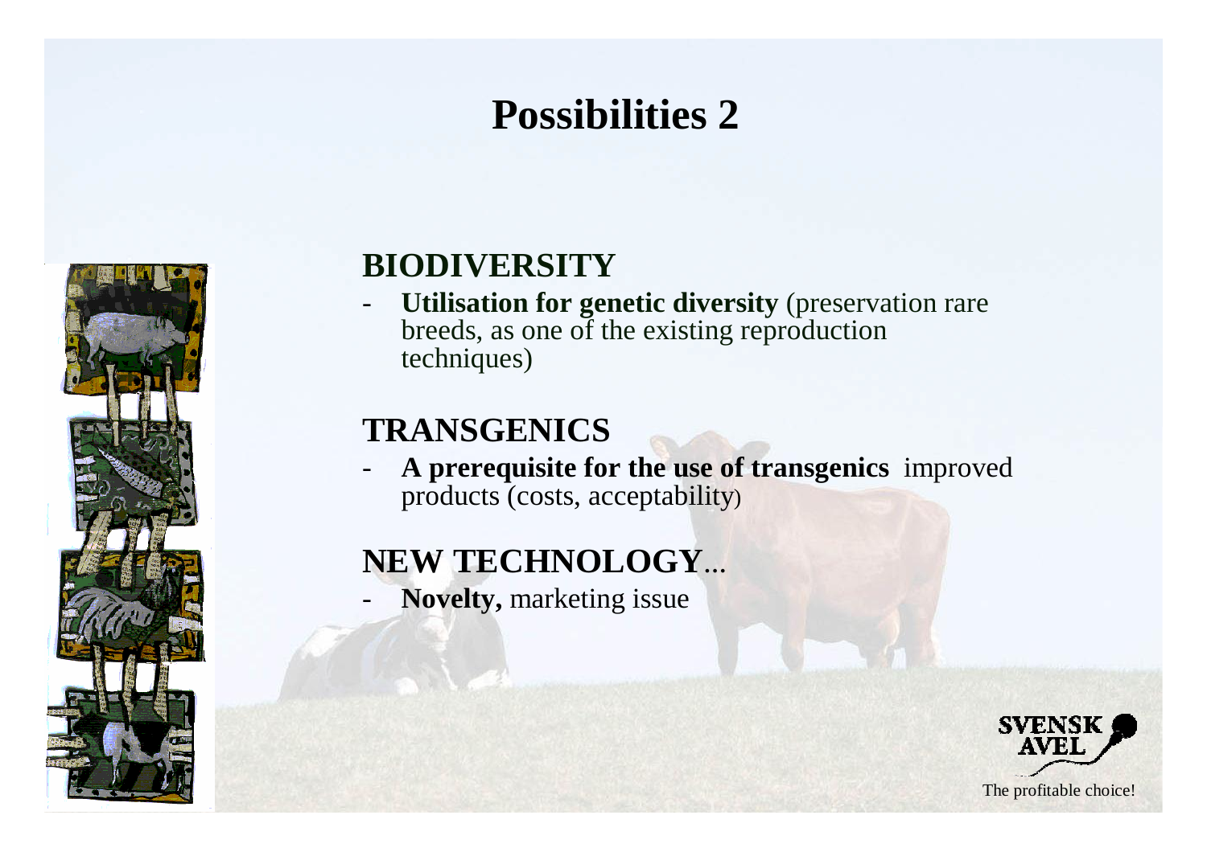# Possibilities 2

## BIODIVERSITY

- **Utilisation for genetic diversity** (preservation rare breeds, as one of the existing reproduction techniques)

## TRANSGENICS

- **A prerequisite for the use of transgenics** improved products (costs, acceptability)

## NEW TECHNOLOGY...

- **Novelty,** marketing issue

SVENSK AVEL

The profitable choice!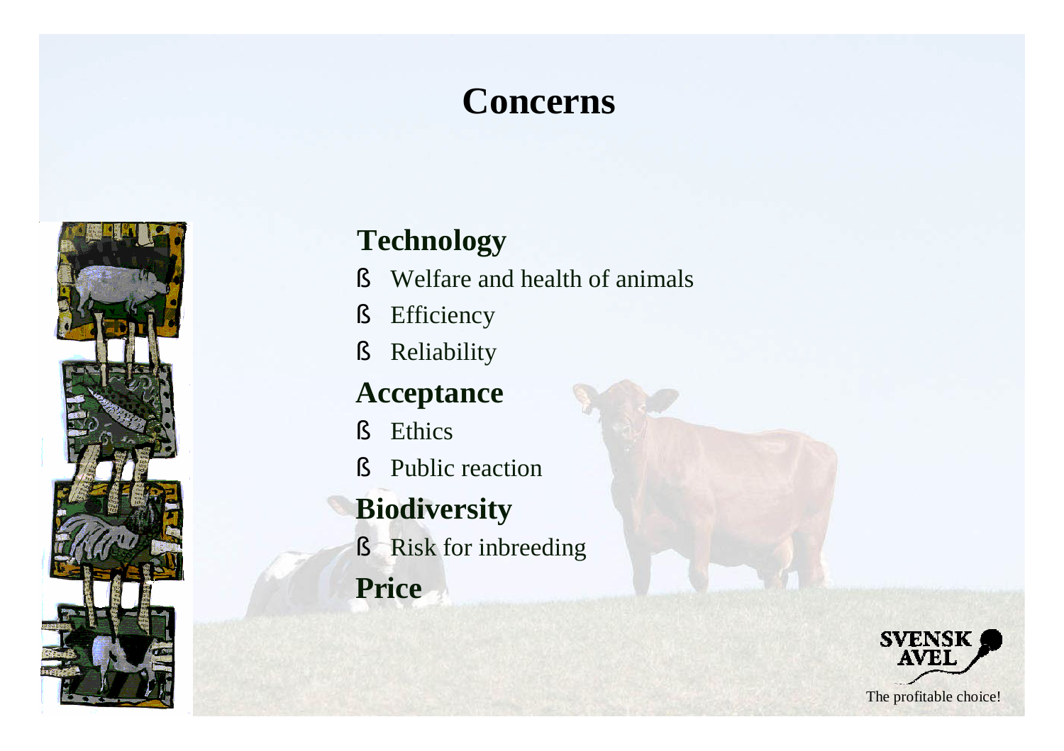# Concerns

## Technology

- Welfare and health of animals
- Efficiency
- Reliability

## Acceptance

- Ethics
- Public reaction

## Biodiversity

- Risk for inbreeding

## Price

SVENSK AVEL

The profitable choice!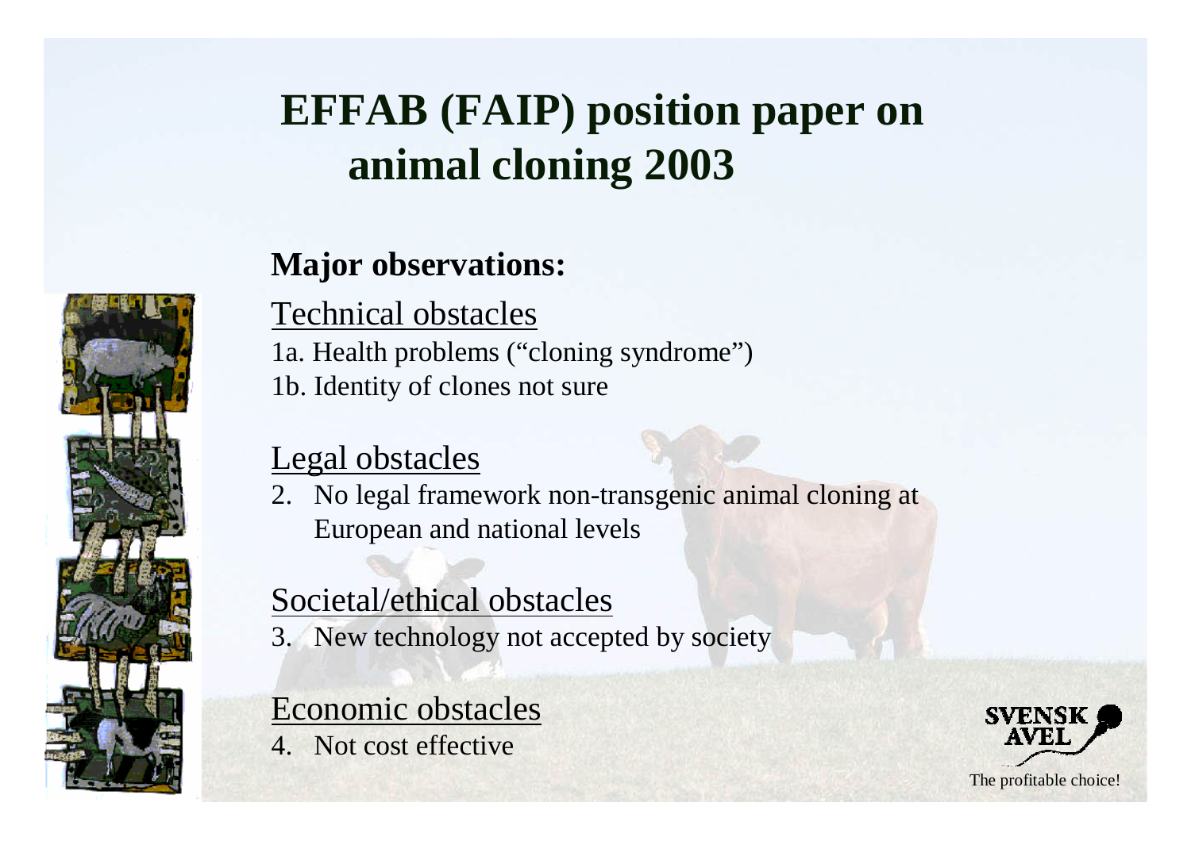# EFFAB (FAIP) position paper on animal cloning 2003

**Major observations:**

Technical obstacles

1a. Health problems ("cloning syndrome")
1b. Identity of clones not sure

Legal obstacles

2. No legal framework non-transgenic animal cloning at European and national levels

Societal/ethical obstacles

3. New technology not accepted by society

Economic obstacles

4. Not cost effective

SVENSK AVEL

The profitable choice!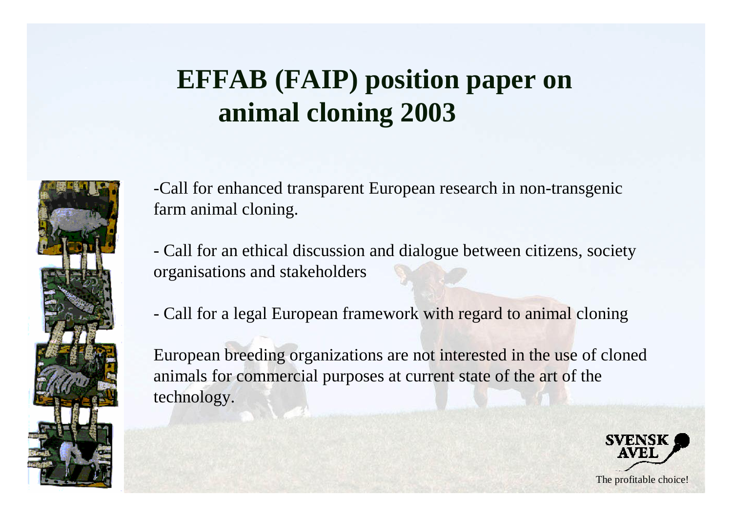# EFFAB (FAIP) position paper on animal cloning 2003

-Call for enhanced transparent European research in non-transgenic farm animal cloning.

- Call for an ethical discussion and dialogue between citizens, society organisations and stakeholders

- Call for a legal European framework with regard to animal cloning

European breeding organizations are not interested in the use of cloned animals for commercial purposes at current state of the art of the technology.

SVENSK AVEL

The profitable choice!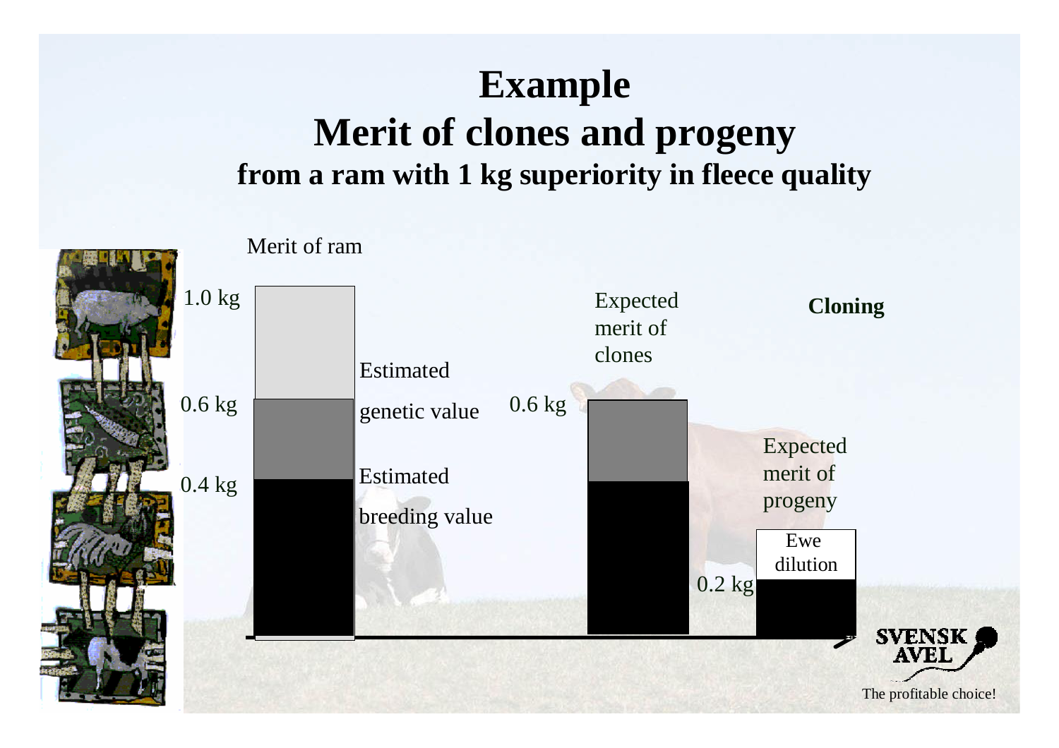# Example

## Merit of clones and progeny

### from a ram with 1 kg superiority in fleece quality

Merit of ram

1.0 kg

0.6 kg

0.4 kg

Estimated genetic value

Estimated breeding value

Expected merit of clones

0.6 kg

**Cloning**

Expected merit of progeny

Ewe dilution

0.2 kg

SVENSK AVEL

The profitable choice!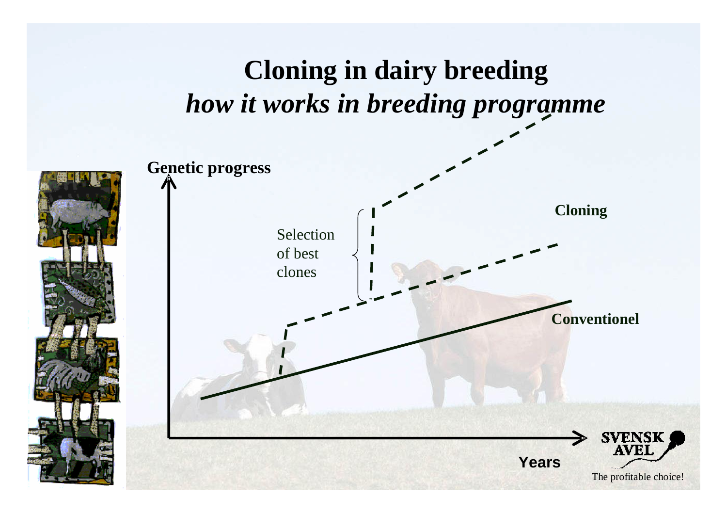# Cloning in dairy breeding

## *how it works in breeding programme*

Genetic progress

Selection of best clones

Cloning

Conventionel

Years

SVENSK AVEL

The profitable choice!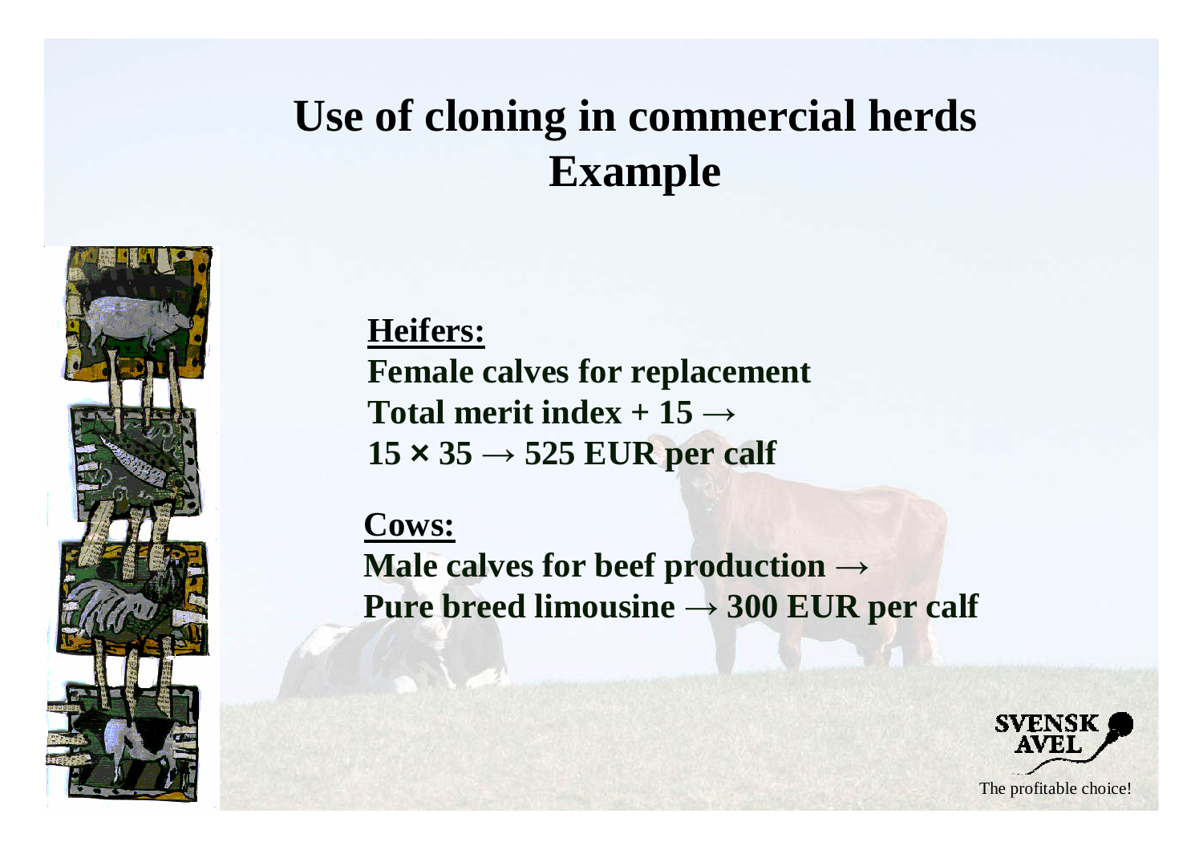# Use of cloning in commercial herds
## Example

**Heifers:**

**Female calves for replacement**

**Total merit index + 15 →**

**15 × 35 → 525 EUR per calf**

**Cows:**

**Male calves for beef production →**

**Pure breed limousine → 300 EUR per calf**

SVENSK AVEL

The profitable choice!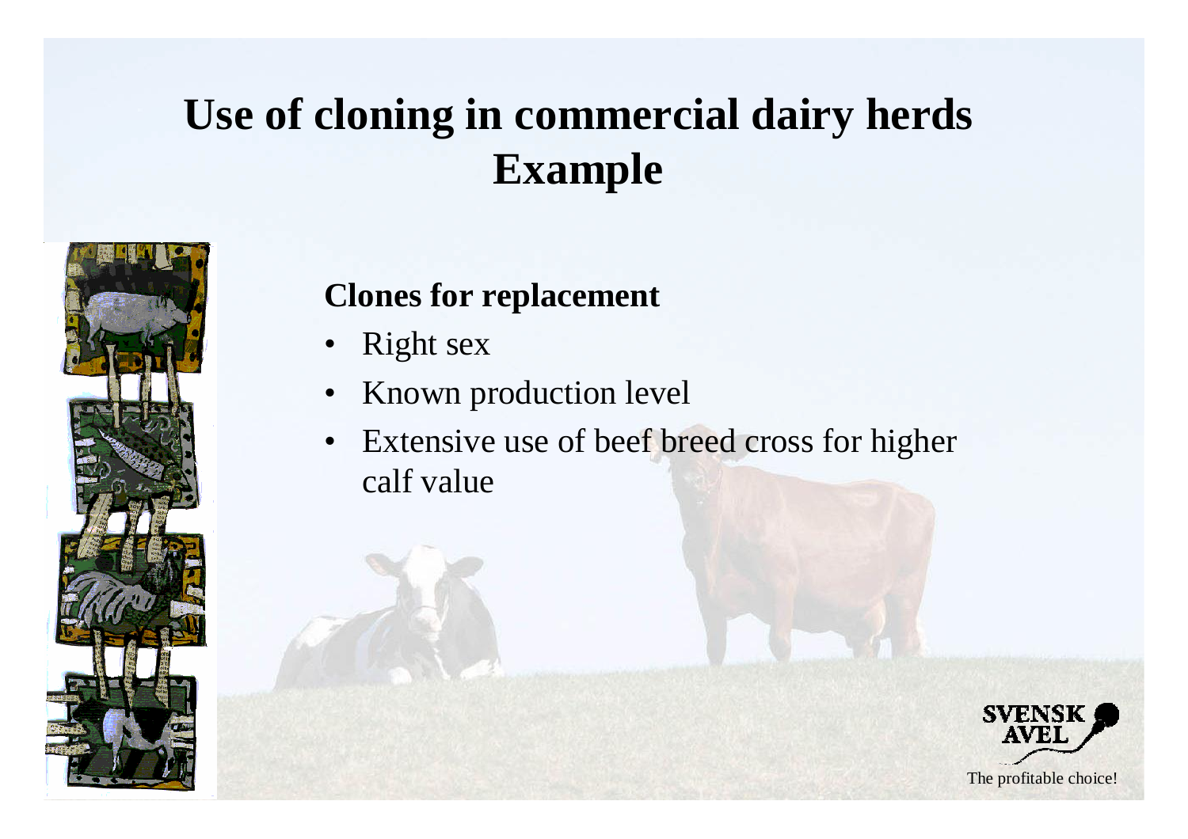# Use of cloning in commercial dairy herds Example

**Clones for replacement**

- Right sex
- Known production level
- Extensive use of beef breed cross for higher calf value

SVENSK AVEL

The profitable choice!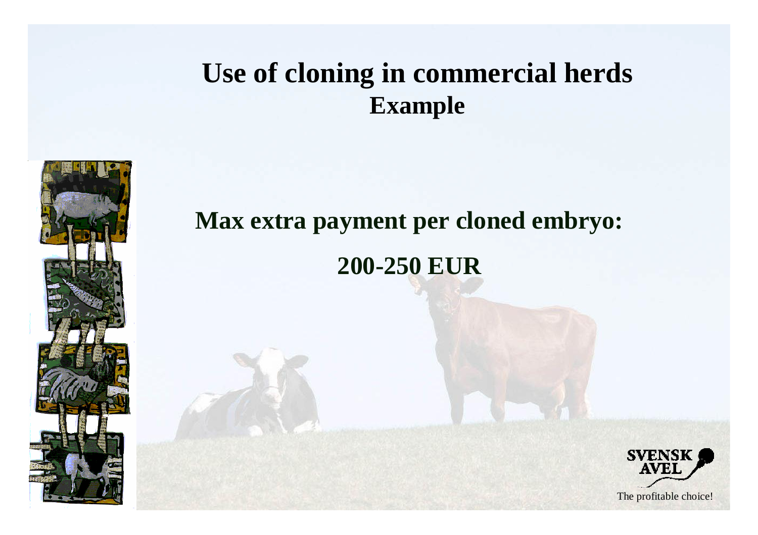# Use of cloning in commercial herds
## Example

**Max extra payment per cloned embryo:**

**200-250 EUR**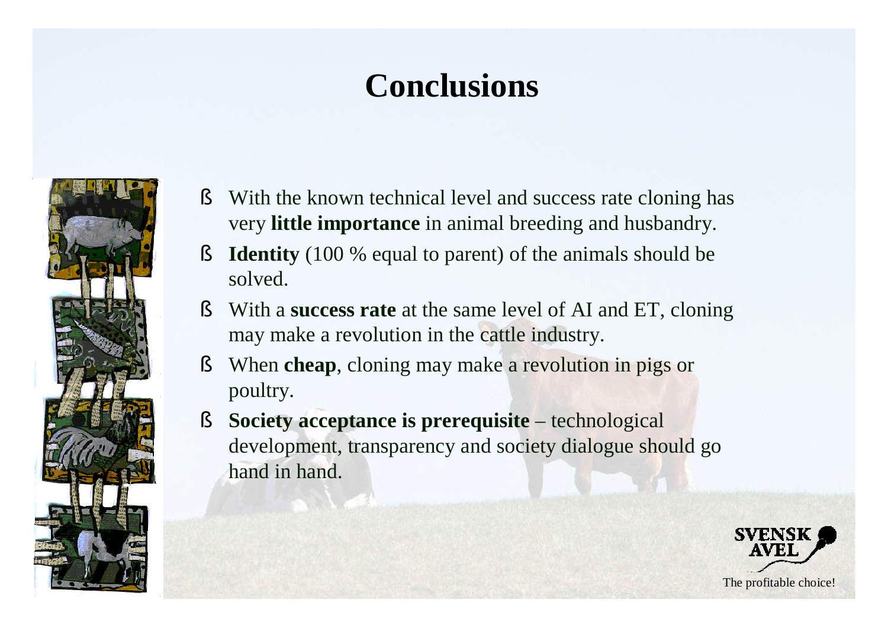# Conclusions

- With the known technical level and success rate cloning has very **little importance** in animal breeding and husbandry.
- **Identity** (100 % equal to parent) of the animals should be solved.
- With a **success rate** at the same level of AI and ET, cloning may make a revolution in the cattle industry.
- When **cheap**, cloning may make a revolution in pigs or poultry.
- **Society acceptance is prerequisite** – technological development, transparency and society dialogue should go hand in hand.

SVENSK AVEL

The profitable choice!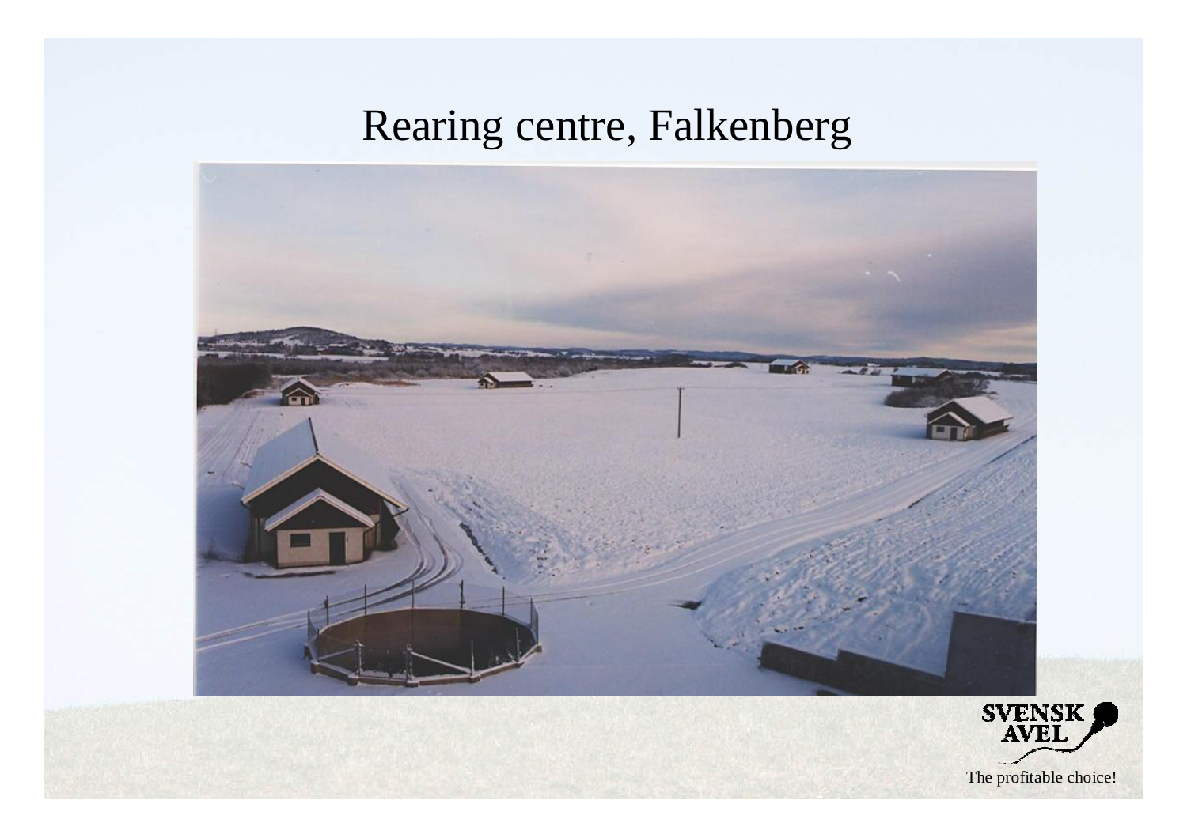# Rearing centre, Falkenberg

The profitable choice!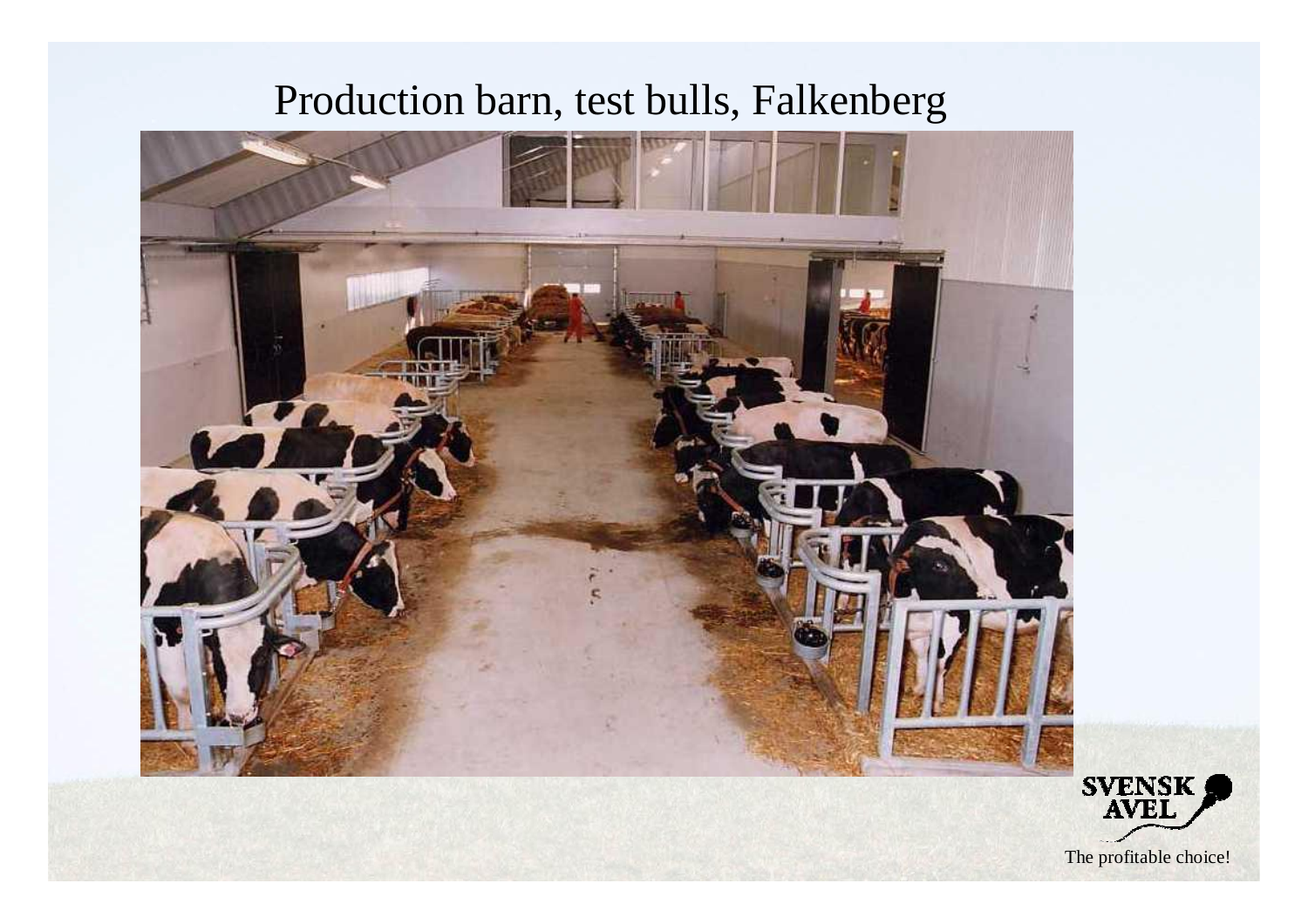# Production barn, test bulls, Falkenberg

The profitable choice!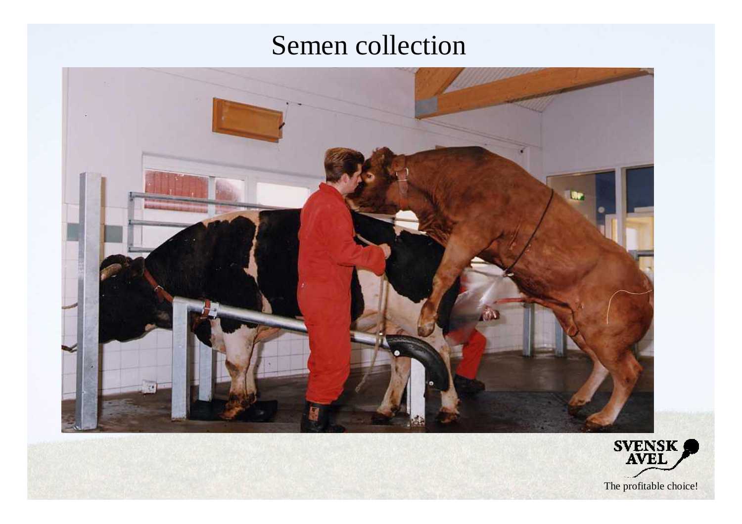# Semen collection

SVENSK AVEL

The profitable choice!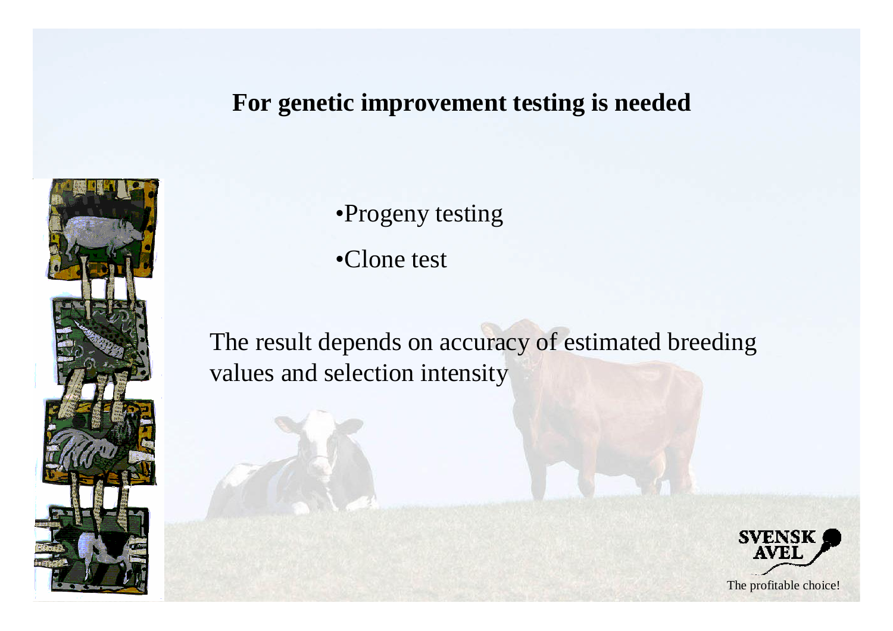## For genetic improvement testing is needed

- Progeny testing
- Clone test

The result depends on accuracy of estimated breeding values and selection intensity

SVENSK AVEL

The profitable choice!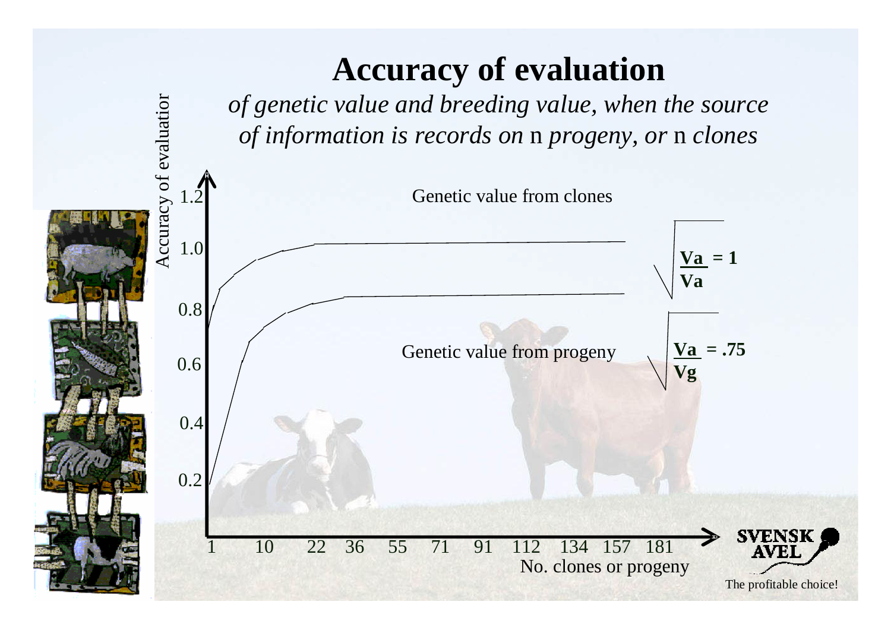# Accuracy of evaluation

*of genetic value and breeding value, when the source of information is records on* n *progeny, or* n *clones*

Accuracy of evaluation

Genetic value from clones

$$\sqrt{\frac{Va}{Va}} = 1$$

Genetic value from progeny

$$\sqrt{\frac{Va}{Vg}} = .75$$

1.2, 1.0, 0.8, 0.6, 0.4, 0.2

1, 10, 22, 36, 55, 71, 91, 112, 134, 157, 181

No. clones or progeny

SVENSK AVEL

The profitable choice!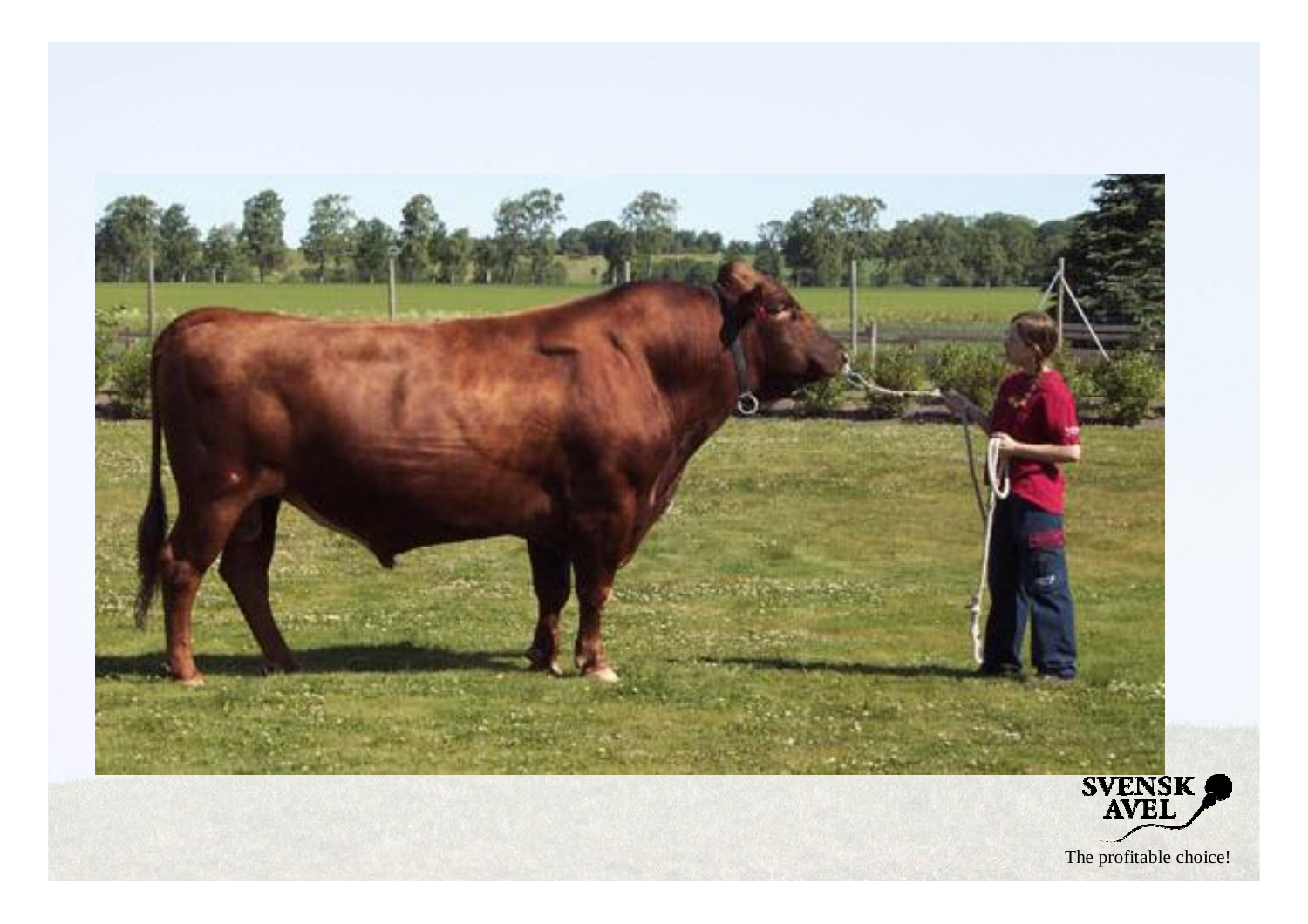SVENSK AVEL

The profitable choice!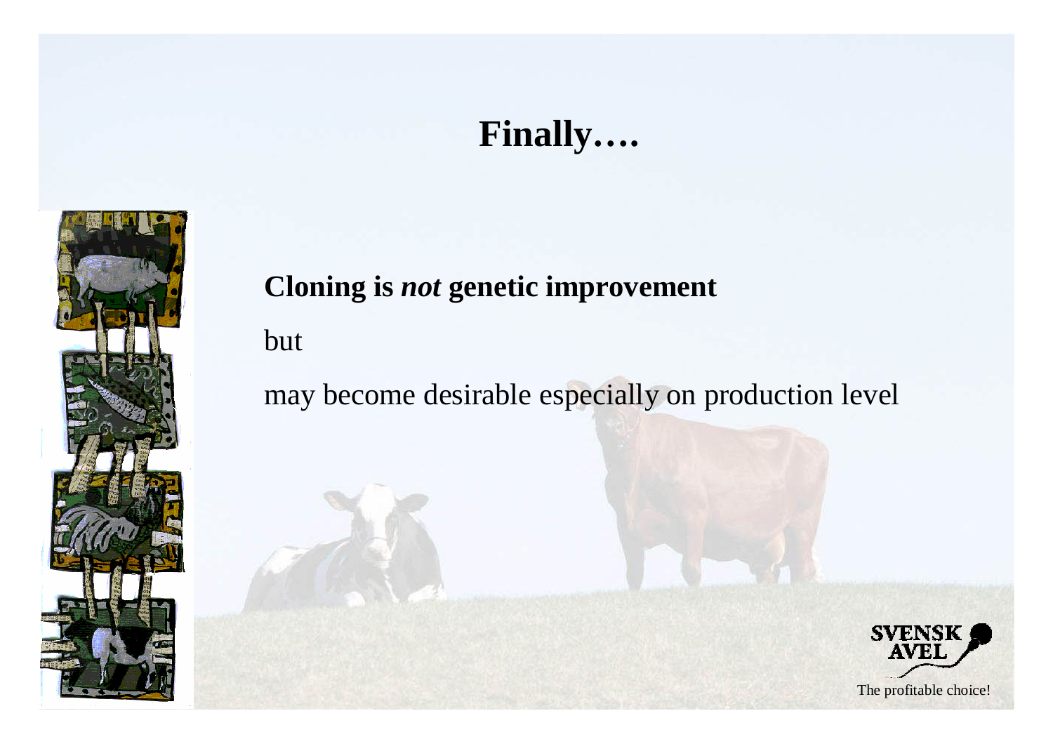# Finally….

**Cloning is *not* genetic improvement**

but

may become desirable especially on production level

SVENSK AVEL

The profitable choice!